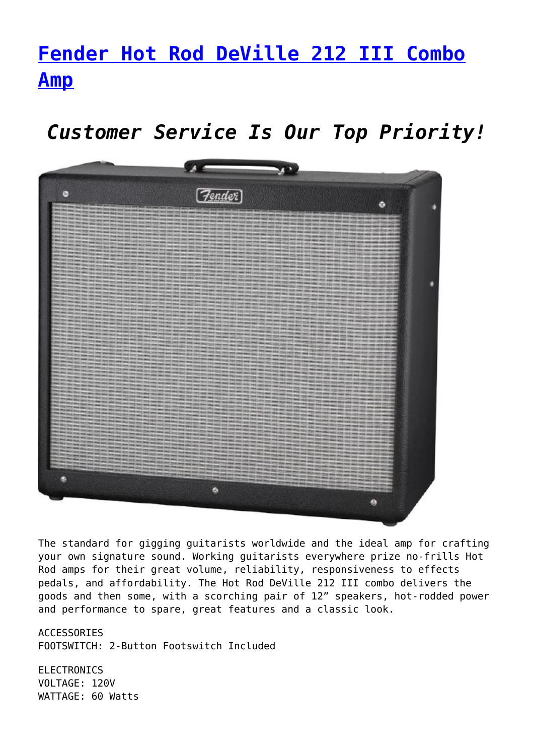# [Fender Hot Rod DeVille 212 III Combo Amp]()

## *Customer Service Is Our Top Priority!*

The standard for gigging guitarists worldwide and the ideal amp for crafting your own signature sound. Working guitarists everywhere prize no-frills Hot Rod amps for their great volume, reliability, responsiveness to effects pedals, and affordability. The Hot Rod DeVille 212 III combo delivers the goods and then some, with a scorching pair of 12" speakers, hot-rodded power and performance to spare, great features and a classic look.

ACCESSORIES
FOOTSWITCH: 2-Button Footswitch Included

ELECTRONICS
VOLTAGE: 120V
WATTAGE: 60 Watts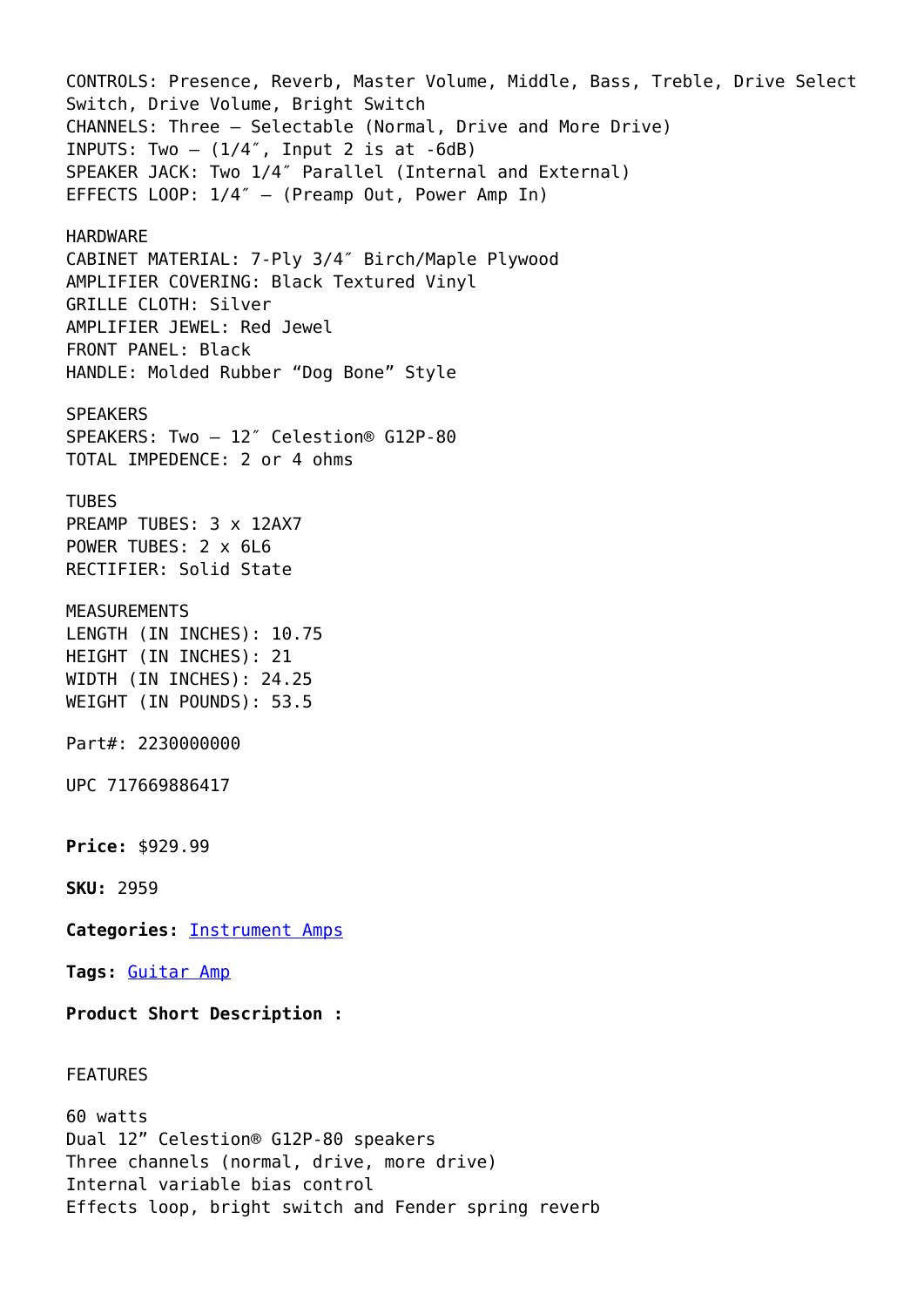CONTROLS: Presence, Reverb, Master Volume, Middle, Bass, Treble, Drive Select Switch, Drive Volume, Bright Switch
CHANNELS: Three – Selectable (Normal, Drive and More Drive)
INPUTS: Two – (1/4″, Input 2 is at -6dB)
SPEAKER JACK: Two 1/4″ Parallel (Internal and External)
EFFECTS LOOP: 1/4″ – (Preamp Out, Power Amp In)

HARDWARE
CABINET MATERIAL: 7-Ply 3/4″ Birch/Maple Plywood
AMPLIFIER COVERING: Black Textured Vinyl
GRILLE CLOTH: Silver
AMPLIFIER JEWEL: Red Jewel
FRONT PANEL: Black
HANDLE: Molded Rubber "Dog Bone" Style

SPEAKERS
SPEAKERS: Two – 12″ Celestion® G12P-80
TOTAL IMPEDENCE: 2 or 4 ohms

TUBES
PREAMP TUBES: 3 x 12AX7
POWER TUBES: 2 x 6L6
RECTIFIER: Solid State

MEASUREMENTS
LENGTH (IN INCHES): 10.75
HEIGHT (IN INCHES): 21
WIDTH (IN INCHES): 24.25
WEIGHT (IN POUNDS): 53.5

Part#: 2230000000

UPC 717669886417

**Price:** $929.99

**SKU:** 2959

**Categories:** Instrument Amps

**Tags:** Guitar Amp

**Product Short Description :**

FEATURES

60 watts
Dual 12" Celestion® G12P-80 speakers
Three channels (normal, drive, more drive)
Internal variable bias control
Effects loop, bright switch and Fender spring reverb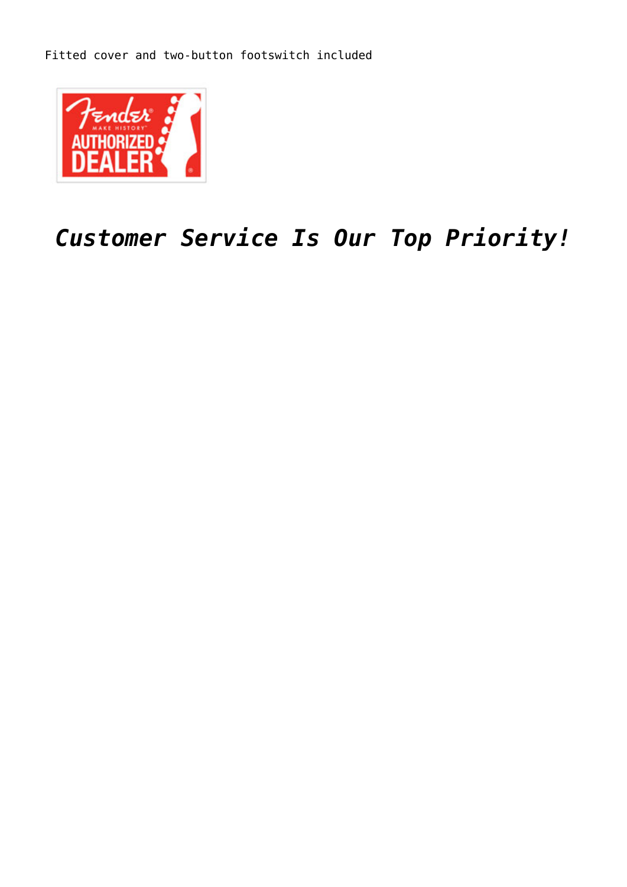Fitted cover and two-button footswitch included

***Customer Service Is Our Top Priority!***